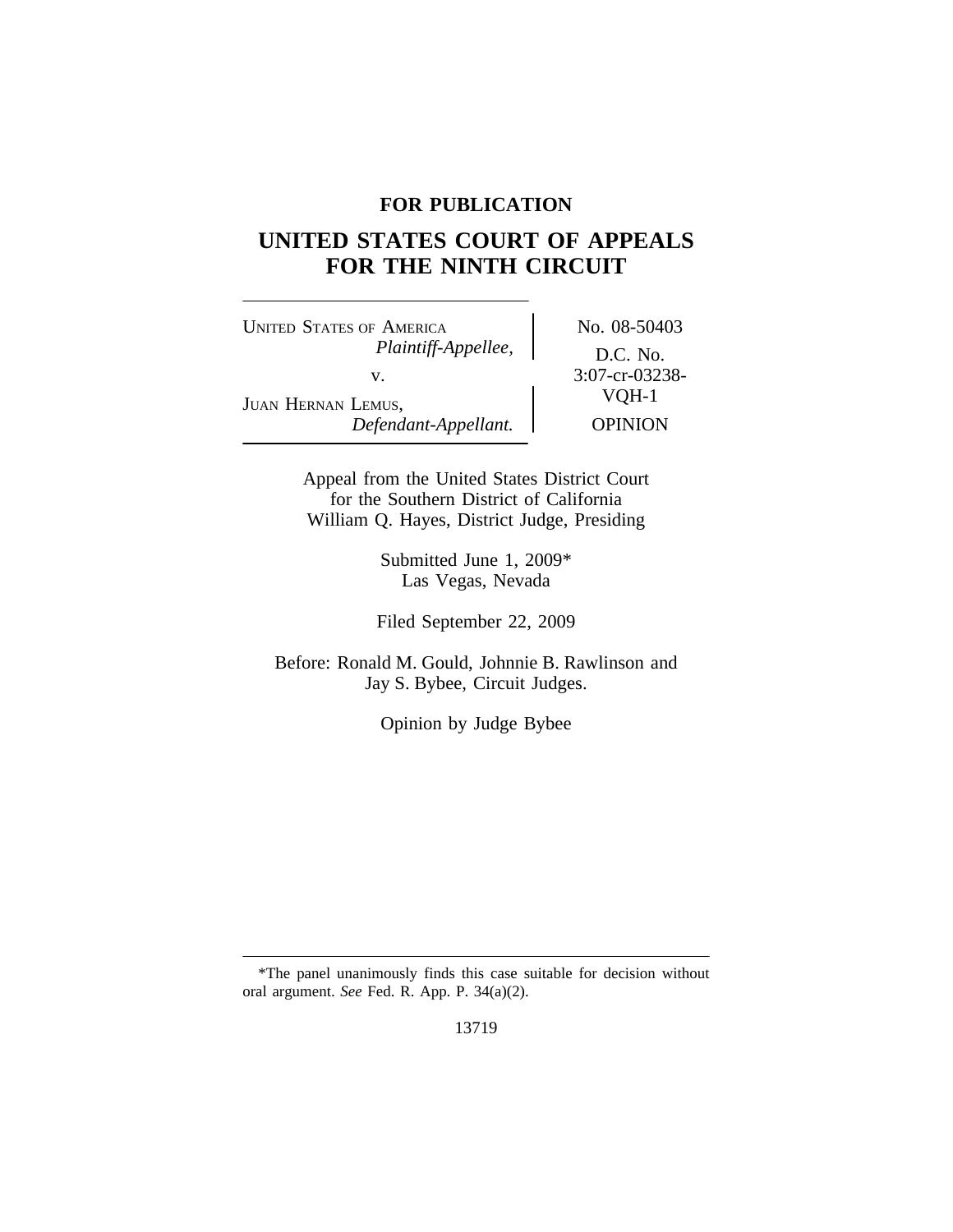**FOR PUBLICATION**

# UNITED STATES COURT OF APPEALS FOR THE NINTH CIRCUIT

| | |
|---|---|
| UNITED STATES OF AMERICA, *Plaintiff-Appellee,* v. JUAN HERNAN LEMUS, *Defendant-Appellant.* | No. 08-50403 D.C. No. 3:07-cr-03238-VQH-1 OPINION |

Appeal from the United States District Court for the Southern District of California
William Q. Hayes, District Judge, Presiding

Submitted June 1, 2009*
Las Vegas, Nevada

Filed September 22, 2009

Before: Ronald M. Gould, Johnnie B. Rawlinson and Jay S. Bybee, Circuit Judges.

Opinion by Judge Bybee

---

*The panel unanimously finds this case suitable for decision without oral argument. *See* Fed. R. App. P. 34(a)(2).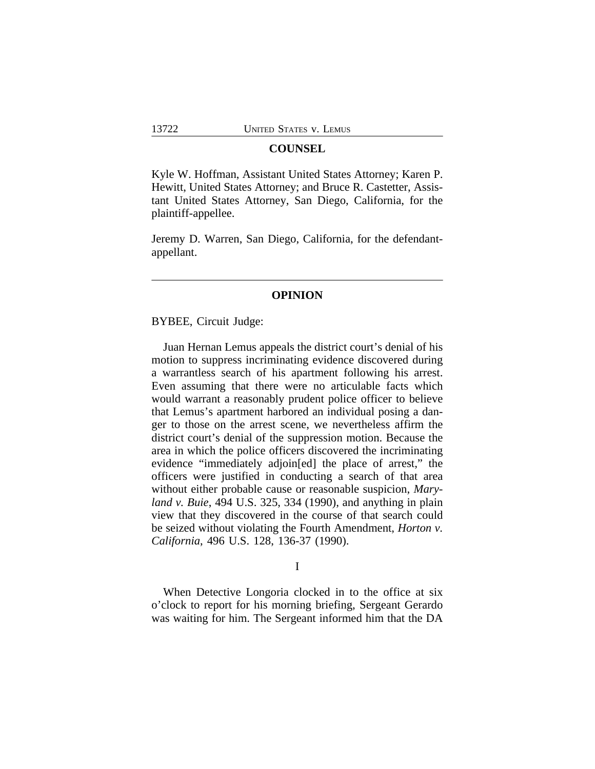## COUNSEL

Kyle W. Hoffman, Assistant United States Attorney; Karen P. Hewitt, United States Attorney; and Bruce R. Castetter, Assistant United States Attorney, San Diego, California, for the plaintiff-appellee.

Jeremy D. Warren, San Diego, California, for the defendant-appellant.

---

## OPINION

BYBEE, Circuit Judge:

Juan Hernan Lemus appeals the district court's denial of his motion to suppress incriminating evidence discovered during a warrantless search of his apartment following his arrest. Even assuming that there were no articulable facts which would warrant a reasonably prudent police officer to believe that Lemus's apartment harbored an individual posing a danger to those on the arrest scene, we nevertheless affirm the district court's denial of the suppression motion. Because the area in which the police officers discovered the incriminating evidence "immediately adjoin[ed] the place of arrest," the officers were justified in conducting a search of that area without either probable cause or reasonable suspicion, *Maryland v. Buie*, 494 U.S. 325, 334 (1990), and anything in plain view that they discovered in the course of that search could be seized without violating the Fourth Amendment, *Horton v. California*, 496 U.S. 128, 136-37 (1990).

### I

When Detective Longoria clocked in to the office at six o'clock to report for his morning briefing, Sergeant Gerardo was waiting for him. The Sergeant informed him that the DA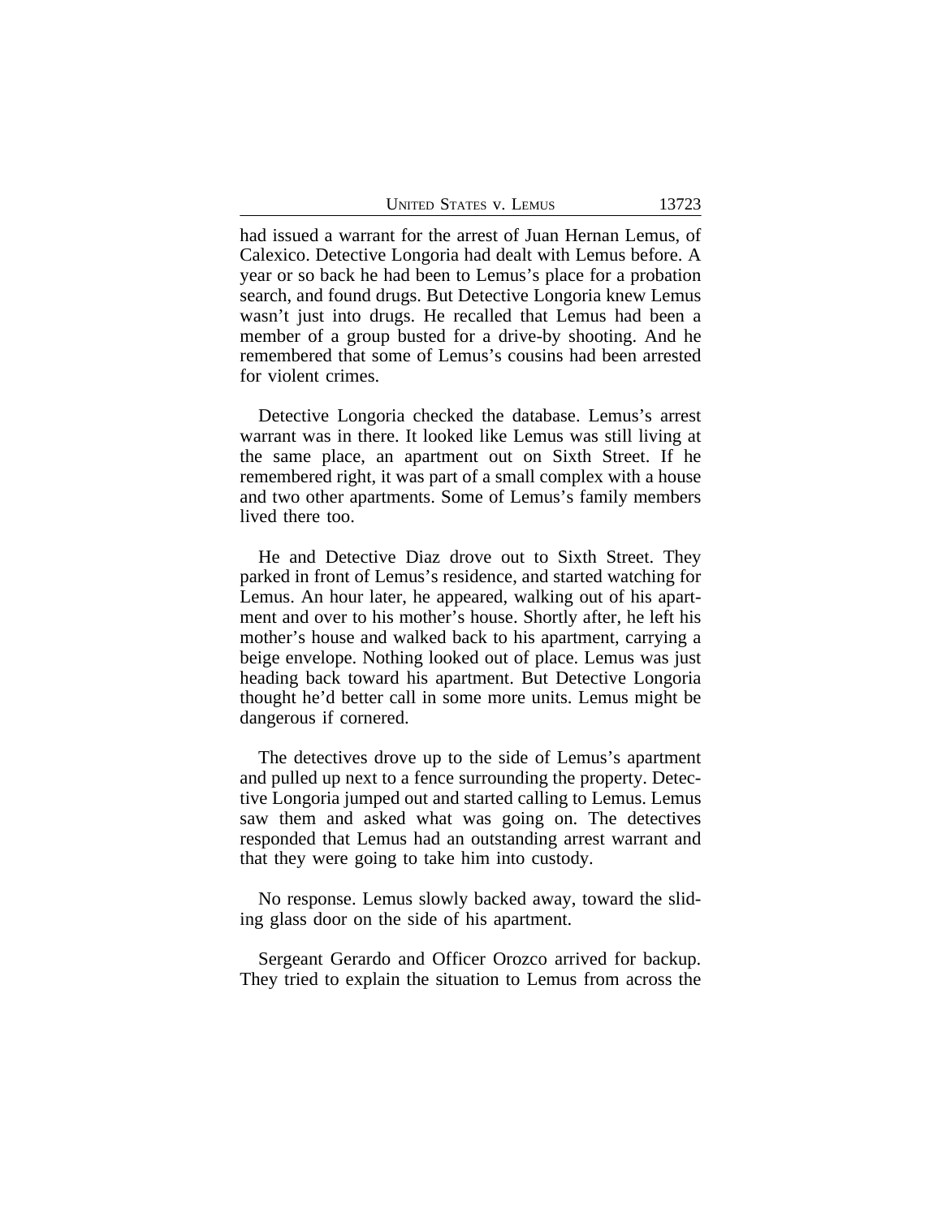had issued a warrant for the arrest of Juan Hernan Lemus, of Calexico. Detective Longoria had dealt with Lemus before. A year or so back he had been to Lemus's place for a probation search, and found drugs. But Detective Longoria knew Lemus wasn't just into drugs. He recalled that Lemus had been a member of a group busted for a drive-by shooting. And he remembered that some of Lemus's cousins had been arrested for violent crimes.

Detective Longoria checked the database. Lemus's arrest warrant was in there. It looked like Lemus was still living at the same place, an apartment out on Sixth Street. If he remembered right, it was part of a small complex with a house and two other apartments. Some of Lemus's family members lived there too.

He and Detective Diaz drove out to Sixth Street. They parked in front of Lemus's residence, and started watching for Lemus. An hour later, he appeared, walking out of his apartment and over to his mother's house. Shortly after, he left his mother's house and walked back to his apartment, carrying a beige envelope. Nothing looked out of place. Lemus was just heading back toward his apartment. But Detective Longoria thought he'd better call in some more units. Lemus might be dangerous if cornered.

The detectives drove up to the side of Lemus's apartment and pulled up next to a fence surrounding the property. Detective Longoria jumped out and started calling to Lemus. Lemus saw them and asked what was going on. The detectives responded that Lemus had an outstanding arrest warrant and that they were going to take him into custody.

No response. Lemus slowly backed away, toward the sliding glass door on the side of his apartment.

Sergeant Gerardo and Officer Orozco arrived for backup. They tried to explain the situation to Lemus from across the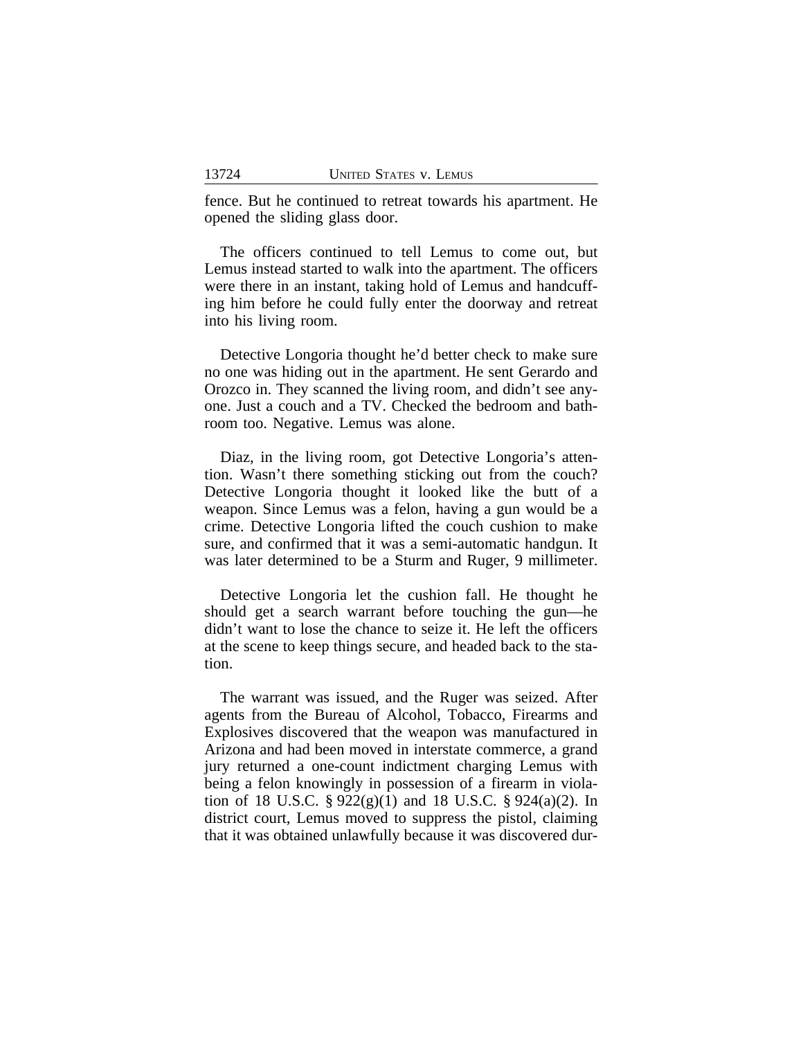fence. But he continued to retreat towards his apartment. He opened the sliding glass door.

The officers continued to tell Lemus to come out, but Lemus instead started to walk into the apartment. The officers were there in an instant, taking hold of Lemus and handcuffing him before he could fully enter the doorway and retreat into his living room.

Detective Longoria thought he'd better check to make sure no one was hiding out in the apartment. He sent Gerardo and Orozco in. They scanned the living room, and didn't see anyone. Just a couch and a TV. Checked the bedroom and bathroom too. Negative. Lemus was alone.

Diaz, in the living room, got Detective Longoria's attention. Wasn't there something sticking out from the couch? Detective Longoria thought it looked like the butt of a weapon. Since Lemus was a felon, having a gun would be a crime. Detective Longoria lifted the couch cushion to make sure, and confirmed that it was a semi-automatic handgun. It was later determined to be a Sturm and Ruger, 9 millimeter.

Detective Longoria let the cushion fall. He thought he should get a search warrant before touching the gun—he didn't want to lose the chance to seize it. He left the officers at the scene to keep things secure, and headed back to the station.

The warrant was issued, and the Ruger was seized. After agents from the Bureau of Alcohol, Tobacco, Firearms and Explosives discovered that the weapon was manufactured in Arizona and had been moved in interstate commerce, a grand jury returned a one-count indictment charging Lemus with being a felon knowingly in possession of a firearm in violation of 18 U.S.C. § 922(g)(1) and 18 U.S.C. § 924(a)(2). In district court, Lemus moved to suppress the pistol, claiming that it was obtained unlawfully because it was discovered dur-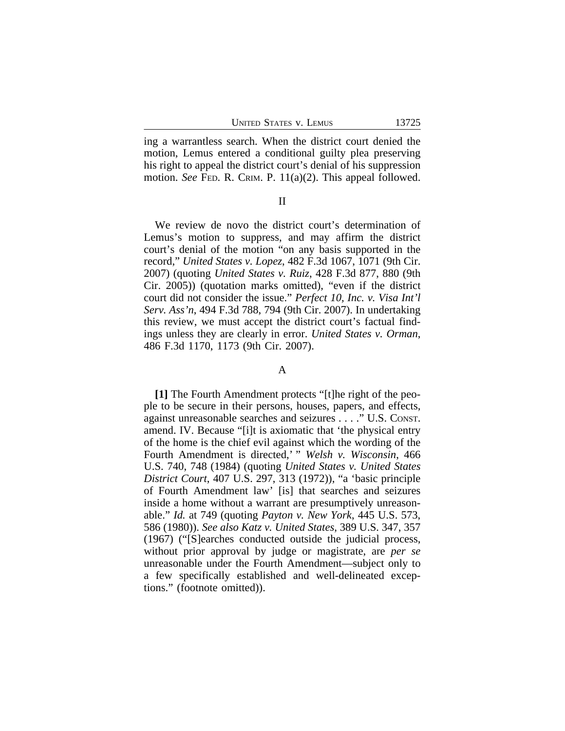ing a warrantless search. When the district court denied the motion, Lemus entered a conditional guilty plea preserving his right to appeal the district court's denial of his suppression motion. *See* FED. R. CRIM. P. 11(a)(2). This appeal followed.

## II

We review de novo the district court's determination of Lemus's motion to suppress, and may affirm the district court's denial of the motion "on any basis supported in the record," *United States v. Lopez*, 482 F.3d 1067, 1071 (9th Cir. 2007) (quoting *United States v. Ruiz*, 428 F.3d 877, 880 (9th Cir. 2005)) (quotation marks omitted), "even if the district court did not consider the issue." *Perfect 10, Inc. v. Visa Int'l Serv. Ass'n*, 494 F.3d 788, 794 (9th Cir. 2007). In undertaking this review, we must accept the district court's factual findings unless they are clearly in error. *United States v. Orman*, 486 F.3d 1170, 1173 (9th Cir. 2007).

### A

**[1]** The Fourth Amendment protects "[t]he right of the people to be secure in their persons, houses, papers, and effects, against unreasonable searches and seizures . . . ." U.S. CONST. amend. IV. Because "[i]t is axiomatic that 'the physical entry of the home is the chief evil against which the wording of the Fourth Amendment is directed,' " *Welsh v. Wisconsin*, 466 U.S. 740, 748 (1984) (quoting *United States v. United States District Court*, 407 U.S. 297, 313 (1972)), "a 'basic principle of Fourth Amendment law' [is] that searches and seizures inside a home without a warrant are presumptively unreasonable." *Id.* at 749 (quoting *Payton v. New York*, 445 U.S. 573, 586 (1980)). *See also Katz v. United States*, 389 U.S. 347, 357 (1967) ("[S]earches conducted outside the judicial process, without prior approval by judge or magistrate, are *per se* unreasonable under the Fourth Amendment—subject only to a few specifically established and well-delineated exceptions." (footnote omitted)).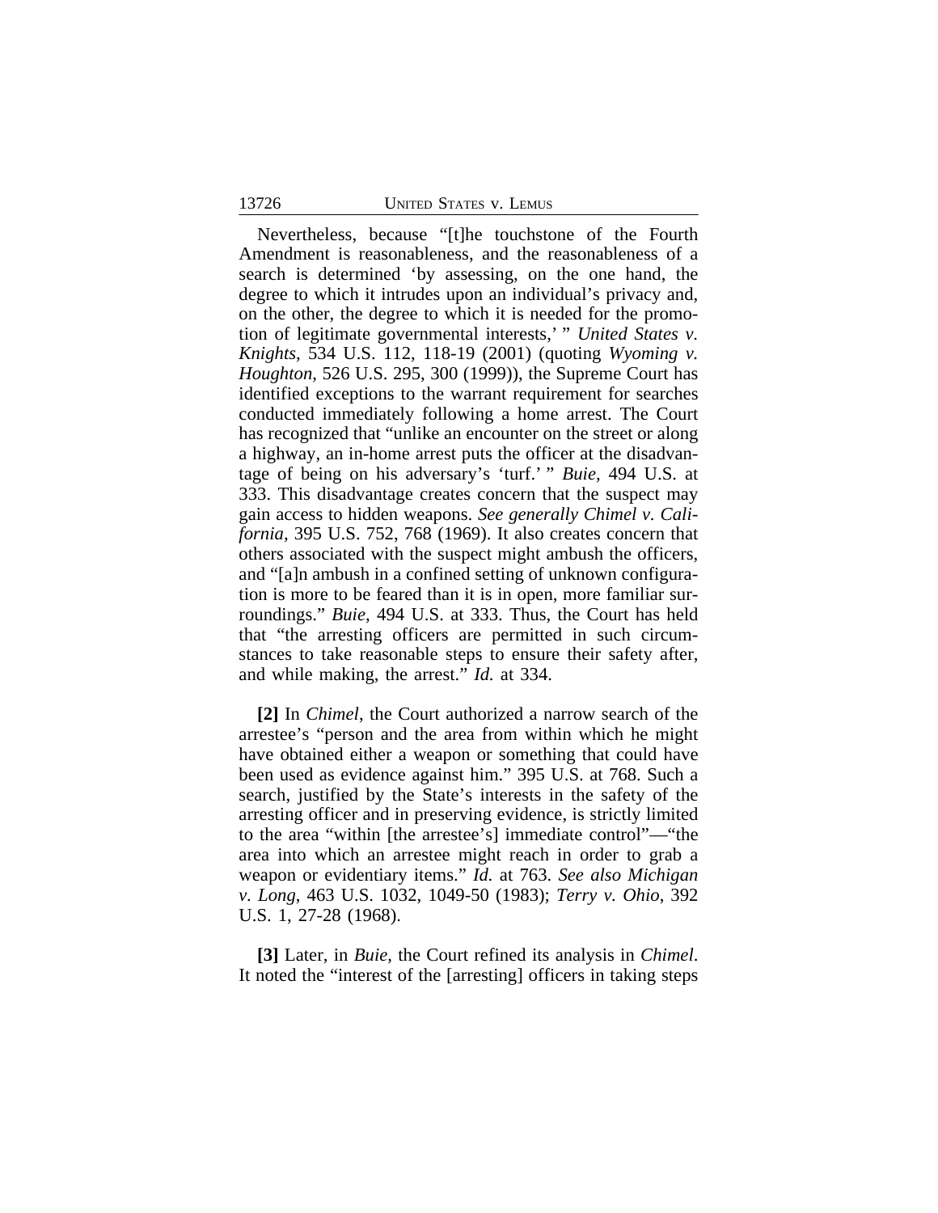Nevertheless, because "[t]he touchstone of the Fourth Amendment is reasonableness, and the reasonableness of a search is determined 'by assessing, on the one hand, the degree to which it intrudes upon an individual's privacy and, on the other, the degree to which it is needed for the promotion of legitimate governmental interests,' " *United States v. Knights*, 534 U.S. 112, 118-19 (2001) (quoting *Wyoming v. Houghton*, 526 U.S. 295, 300 (1999)), the Supreme Court has identified exceptions to the warrant requirement for searches conducted immediately following a home arrest. The Court has recognized that "unlike an encounter on the street or along a highway, an in-home arrest puts the officer at the disadvantage of being on his adversary's 'turf.' " *Buie*, 494 U.S. at 333. This disadvantage creates concern that the suspect may gain access to hidden weapons. *See generally Chimel v. California*, 395 U.S. 752, 768 (1969). It also creates concern that others associated with the suspect might ambush the officers, and "[a]n ambush in a confined setting of unknown configuration is more to be feared than it is in open, more familiar surroundings." *Buie*, 494 U.S. at 333. Thus, the Court has held that "the arresting officers are permitted in such circumstances to take reasonable steps to ensure their safety after, and while making, the arrest." *Id.* at 334.

**[2]** In *Chimel*, the Court authorized a narrow search of the arrestee's "person and the area from within which he might have obtained either a weapon or something that could have been used as evidence against him." 395 U.S. at 768. Such a search, justified by the State's interests in the safety of the arresting officer and in preserving evidence, is strictly limited to the area "within [the arrestee's] immediate control"—"the area into which an arrestee might reach in order to grab a weapon or evidentiary items." *Id.* at 763. *See also Michigan v. Long*, 463 U.S. 1032, 1049-50 (1983); *Terry v. Ohio*, 392 U.S. 1, 27-28 (1968).

**[3]** Later, in *Buie*, the Court refined its analysis in *Chimel*. It noted the "interest of the [arresting] officers in taking steps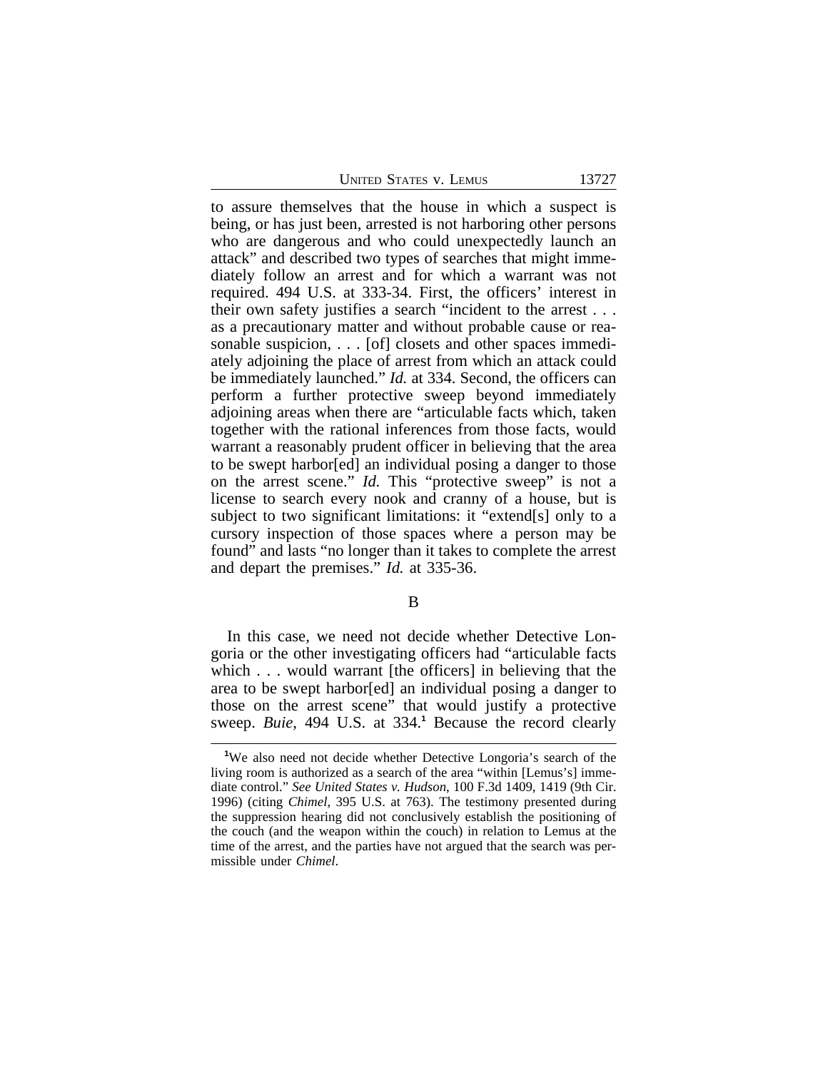to assure themselves that the house in which a suspect is being, or has just been, arrested is not harboring other persons who are dangerous and who could unexpectedly launch an attack" and described two types of searches that might immediately follow an arrest and for which a warrant was not required. 494 U.S. at 333-34. First, the officers' interest in their own safety justifies a search "incident to the arrest . . . as a precautionary matter and without probable cause or reasonable suspicion, . . . [of] closets and other spaces immediately adjoining the place of arrest from which an attack could be immediately launched." *Id.* at 334. Second, the officers can perform a further protective sweep beyond immediately adjoining areas when there are "articulable facts which, taken together with the rational inferences from those facts, would warrant a reasonably prudent officer in believing that the area to be swept harbor[ed] an individual posing a danger to those on the arrest scene." *Id.* This "protective sweep" is not a license to search every nook and cranny of a house, but is subject to two significant limitations: it "extend[s] only to a cursory inspection of those spaces where a person may be found" and lasts "no longer than it takes to complete the arrest and depart the premises." *Id.* at 335-36.

B

In this case, we need not decide whether Detective Longoria or the other investigating officers had "articulable facts which . . . would warrant [the officers] in believing that the area to be swept harbor[ed] an individual posing a danger to those on the arrest scene" that would justify a protective sweep. *Buie*, 494 U.S. at 334.[1] Because the record clearly

[1]We also need not decide whether Detective Longoria's search of the living room is authorized as a search of the area "within [Lemus's] immediate control." *See United States v. Hudson*, 100 F.3d 1409, 1419 (9th Cir. 1996) (citing *Chimel*, 395 U.S. at 763). The testimony presented during the suppression hearing did not conclusively establish the positioning of the couch (and the weapon within the couch) in relation to Lemus at the time of the arrest, and the parties have not argued that the search was permissible under *Chimel*.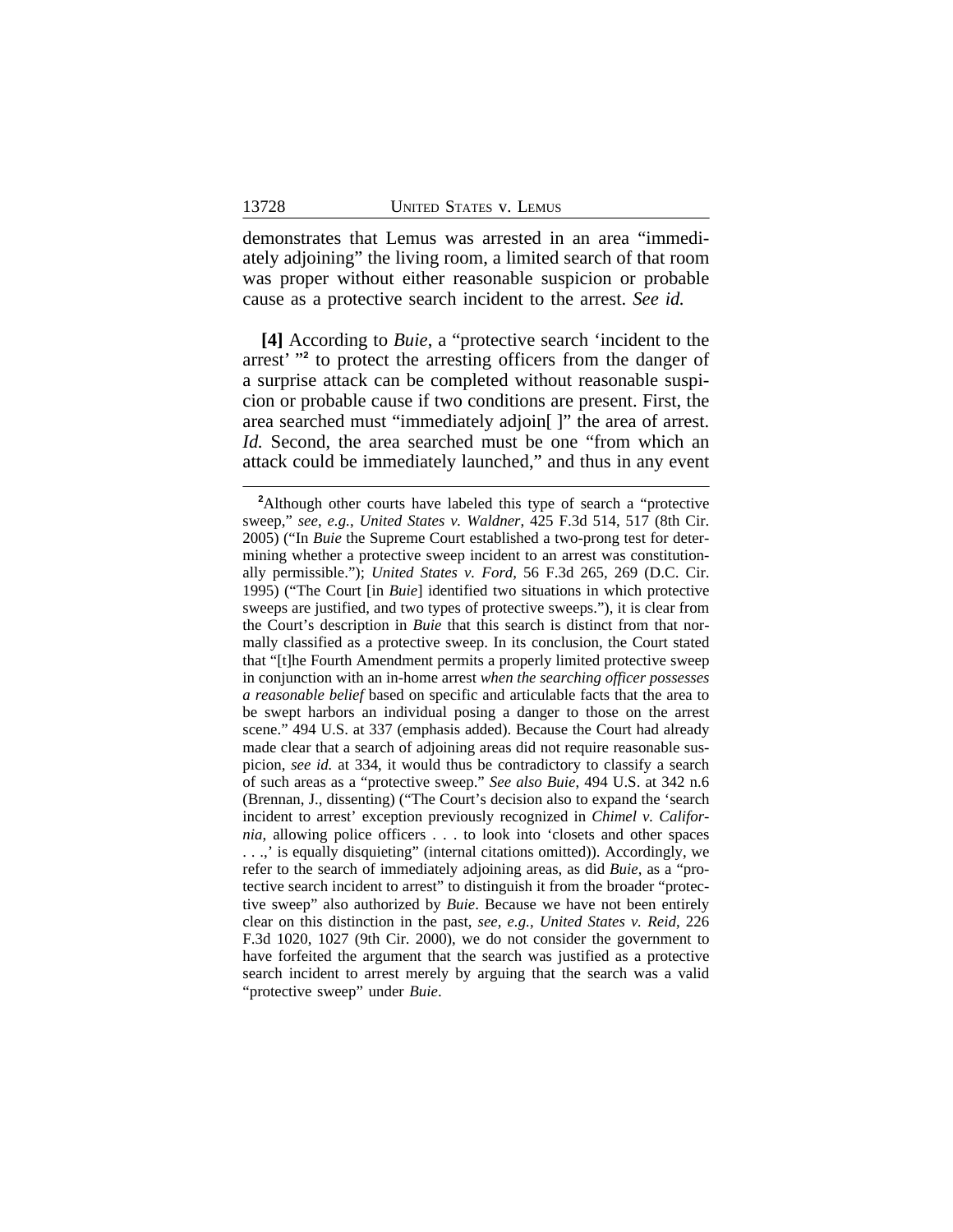demonstrates that Lemus was arrested in an area "immediately adjoining" the living room, a limited search of that room was proper without either reasonable suspicion or probable cause as a protective search incident to the arrest. *See id.*

**[4]** According to *Buie*, a "protective search 'incident to the arrest' "[2] to protect the arresting officers from the danger of a surprise attack can be completed without reasonable suspicion or probable cause if two conditions are present. First, the area searched must "immediately adjoin[ ]" the area of arrest. *Id.* Second, the area searched must be one "from which an attack could be immediately launched," and thus in any event

---

[2]Although other courts have labeled this type of search a "protective sweep," *see, e.g.*, *United States v. Waldner*, 425 F.3d 514, 517 (8th Cir. 2005) ("In *Buie* the Supreme Court established a two-prong test for determining whether a protective sweep incident to an arrest was constitutionally permissible."); *United States v. Ford*, 56 F.3d 265, 269 (D.C. Cir. 1995) ("The Court [in *Buie*] identified two situations in which protective sweeps are justified, and two types of protective sweeps."), it is clear from the Court's description in *Buie* that this search is distinct from that normally classified as a protective sweep. In its conclusion, the Court stated that "[t]he Fourth Amendment permits a properly limited protective sweep in conjunction with an in-home arrest *when the searching officer possesses a reasonable belief* based on specific and articulable facts that the area to be swept harbors an individual posing a danger to those on the arrest scene." 494 U.S. at 337 (emphasis added). Because the Court had already made clear that a search of adjoining areas did not require reasonable suspicion, *see id.* at 334, it would thus be contradictory to classify a search of such areas as a "protective sweep." *See also Buie*, 494 U.S. at 342 n.6 (Brennan, J., dissenting) ("The Court's decision also to expand the 'search incident to arrest' exception previously recognized in *Chimel v. California*, allowing police officers . . . to look into 'closets and other spaces . . .,' is equally disquieting" (internal citations omitted)). Accordingly, we refer to the search of immediately adjoining areas, as did *Buie*, as a "protective search incident to arrest" to distinguish it from the broader "protective sweep" also authorized by *Buie*. Because we have not been entirely clear on this distinction in the past, *see, e.g.*, *United States v. Reid*, 226 F.3d 1020, 1027 (9th Cir. 2000), we do not consider the government to have forfeited the argument that the search was justified as a protective search incident to arrest merely by arguing that the search was a valid "protective sweep" under *Buie*.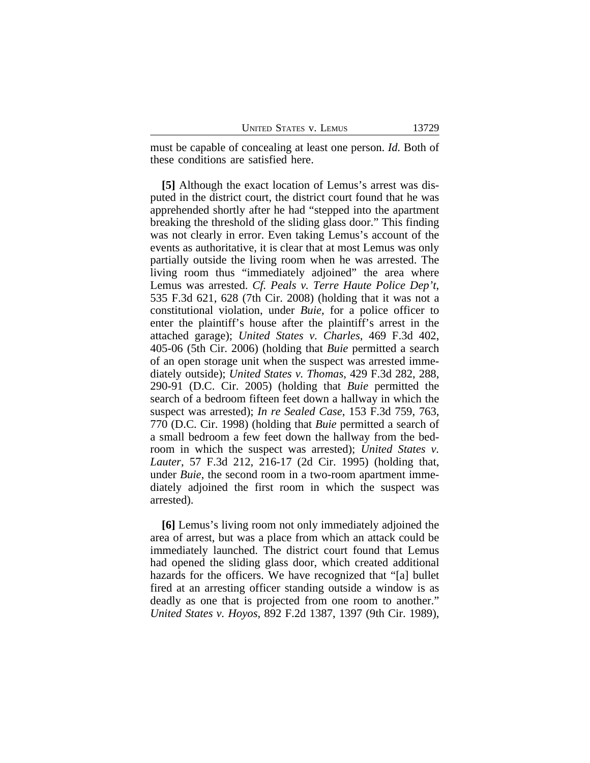must be capable of concealing at least one person. *Id.* Both of these conditions are satisfied here.

**[5]** Although the exact location of Lemus's arrest was disputed in the district court, the district court found that he was apprehended shortly after he had "stepped into the apartment breaking the threshold of the sliding glass door." This finding was not clearly in error. Even taking Lemus's account of the events as authoritative, it is clear that at most Lemus was only partially outside the living room when he was arrested. The living room thus "immediately adjoined" the area where Lemus was arrested. *Cf. Peals v. Terre Haute Police Dep't*, 535 F.3d 621, 628 (7th Cir. 2008) (holding that it was not a constitutional violation, under *Buie*, for a police officer to enter the plaintiff's house after the plaintiff's arrest in the attached garage); *United States v. Charles*, 469 F.3d 402, 405-06 (5th Cir. 2006) (holding that *Buie* permitted a search of an open storage unit when the suspect was arrested immediately outside); *United States v. Thomas*, 429 F.3d 282, 288, 290-91 (D.C. Cir. 2005) (holding that *Buie* permitted the search of a bedroom fifteen feet down a hallway in which the suspect was arrested); *In re Sealed Case*, 153 F.3d 759, 763, 770 (D.C. Cir. 1998) (holding that *Buie* permitted a search of a small bedroom a few feet down the hallway from the bedroom in which the suspect was arrested); *United States v. Lauter*, 57 F.3d 212, 216-17 (2d Cir. 1995) (holding that, under *Buie*, the second room in a two-room apartment immediately adjoined the first room in which the suspect was arrested).

**[6]** Lemus's living room not only immediately adjoined the area of arrest, but was a place from which an attack could be immediately launched. The district court found that Lemus had opened the sliding glass door, which created additional hazards for the officers. We have recognized that "[a] bullet fired at an arresting officer standing outside a window is as deadly as one that is projected from one room to another." *United States v. Hoyos*, 892 F.2d 1387, 1397 (9th Cir. 1989),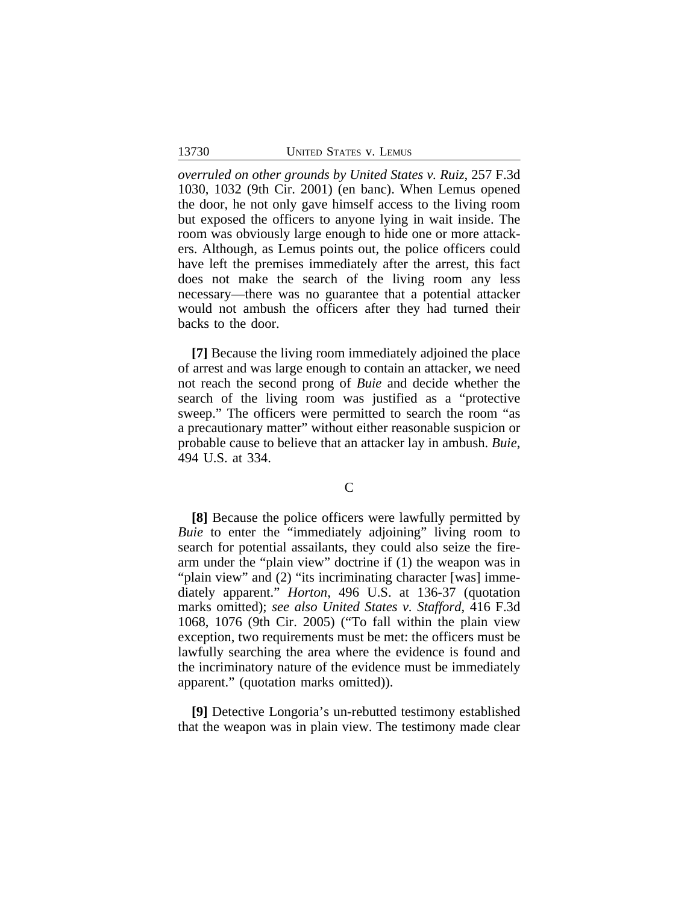*overruled on other grounds by United States v. Ruiz*, 257 F.3d 1030, 1032 (9th Cir. 2001) (en banc). When Lemus opened the door, he not only gave himself access to the living room but exposed the officers to anyone lying in wait inside. The room was obviously large enough to hide one or more attackers. Although, as Lemus points out, the police officers could have left the premises immediately after the arrest, this fact does not make the search of the living room any less necessary—there was no guarantee that a potential attacker would not ambush the officers after they had turned their backs to the door.

**[7]** Because the living room immediately adjoined the place of arrest and was large enough to contain an attacker, we need not reach the second prong of *Buie* and decide whether the search of the living room was justified as a "protective sweep." The officers were permitted to search the room "as a precautionary matter" without either reasonable suspicion or probable cause to believe that an attacker lay in ambush. *Buie*, 494 U.S. at 334.

C

**[8]** Because the police officers were lawfully permitted by *Buie* to enter the "immediately adjoining" living room to search for potential assailants, they could also seize the firearm under the "plain view" doctrine if (1) the weapon was in "plain view" and (2) "its incriminating character [was] immediately apparent." *Horton*, 496 U.S. at 136-37 (quotation marks omitted); *see also United States v. Stafford*, 416 F.3d 1068, 1076 (9th Cir. 2005) ("To fall within the plain view exception, two requirements must be met: the officers must be lawfully searching the area where the evidence is found and the incriminatory nature of the evidence must be immediately apparent." (quotation marks omitted)).

**[9]** Detective Longoria's un-rebutted testimony established that the weapon was in plain view. The testimony made clear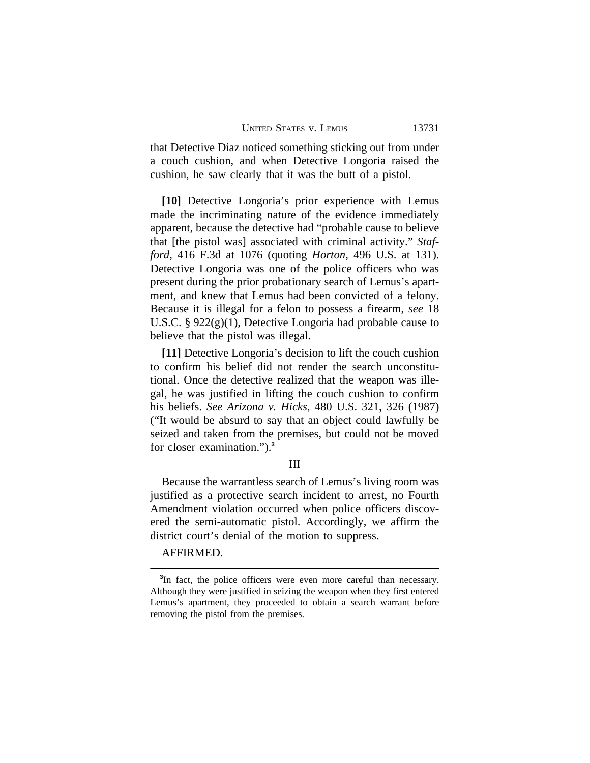that Detective Diaz noticed something sticking out from under a couch cushion, and when Detective Longoria raised the cushion, he saw clearly that it was the butt of a pistol.

**[10]** Detective Longoria's prior experience with Lemus made the incriminating nature of the evidence immediately apparent, because the detective had "probable cause to believe that [the pistol was] associated with criminal activity." *Stafford*, 416 F.3d at 1076 (quoting *Horton*, 496 U.S. at 131). Detective Longoria was one of the police officers who was present during the prior probationary search of Lemus's apartment, and knew that Lemus had been convicted of a felony. Because it is illegal for a felon to possess a firearm, *see* 18 U.S.C. § 922(g)(1), Detective Longoria had probable cause to believe that the pistol was illegal.

**[11]** Detective Longoria's decision to lift the couch cushion to confirm his belief did not render the search unconstitutional. Once the detective realized that the weapon was illegal, he was justified in lifting the couch cushion to confirm his beliefs. *See Arizona v. Hicks*, 480 U.S. 321, 326 (1987) ("It would be absurd to say that an object could lawfully be seized and taken from the premises, but could not be moved for closer examination.").[3]

## III

Because the warrantless search of Lemus's living room was justified as a protective search incident to arrest, no Fourth Amendment violation occurred when police officers discovered the semi-automatic pistol. Accordingly, we affirm the district court's denial of the motion to suppress.

AFFIRMED.

---

[3]In fact, the police officers were even more careful than necessary. Although they were justified in seizing the weapon when they first entered Lemus's apartment, they proceeded to obtain a search warrant before removing the pistol from the premises.